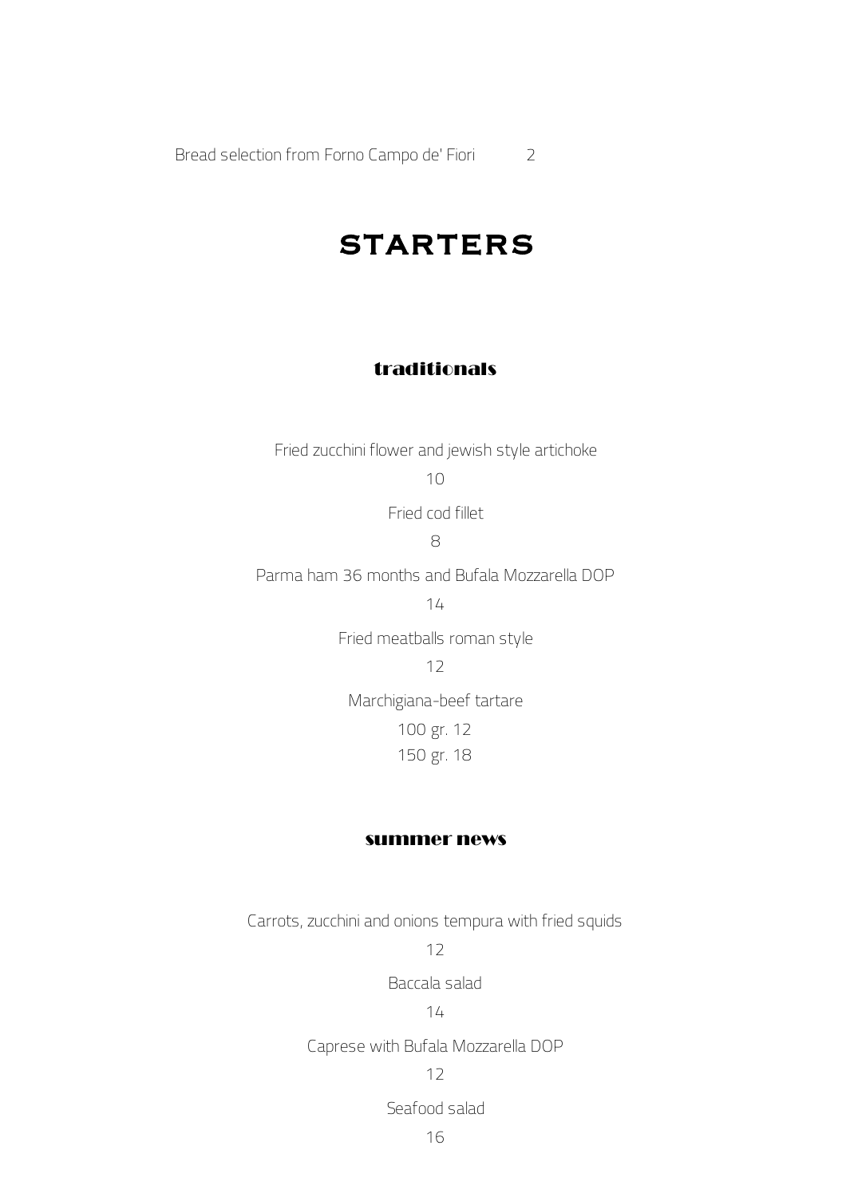Bread selection from Forno Campo de' Fiori 2

# STARTERS

## traditionals

Fried zucchini flower and jewish style artichoke

10

Fried cod fillet

8

Parma ham 36 months and Bufala Mozzarella DOP

14

Fried meatballs roman style

12

Marchigiana-beef tartare

100 gr. 12

150 gr. 18

## summer news

Carrots, zucchini and onions tempura with fried squids

12

Baccala salad

14

Caprese with Bufala Mozzarella DOP

12

Seafood salad

16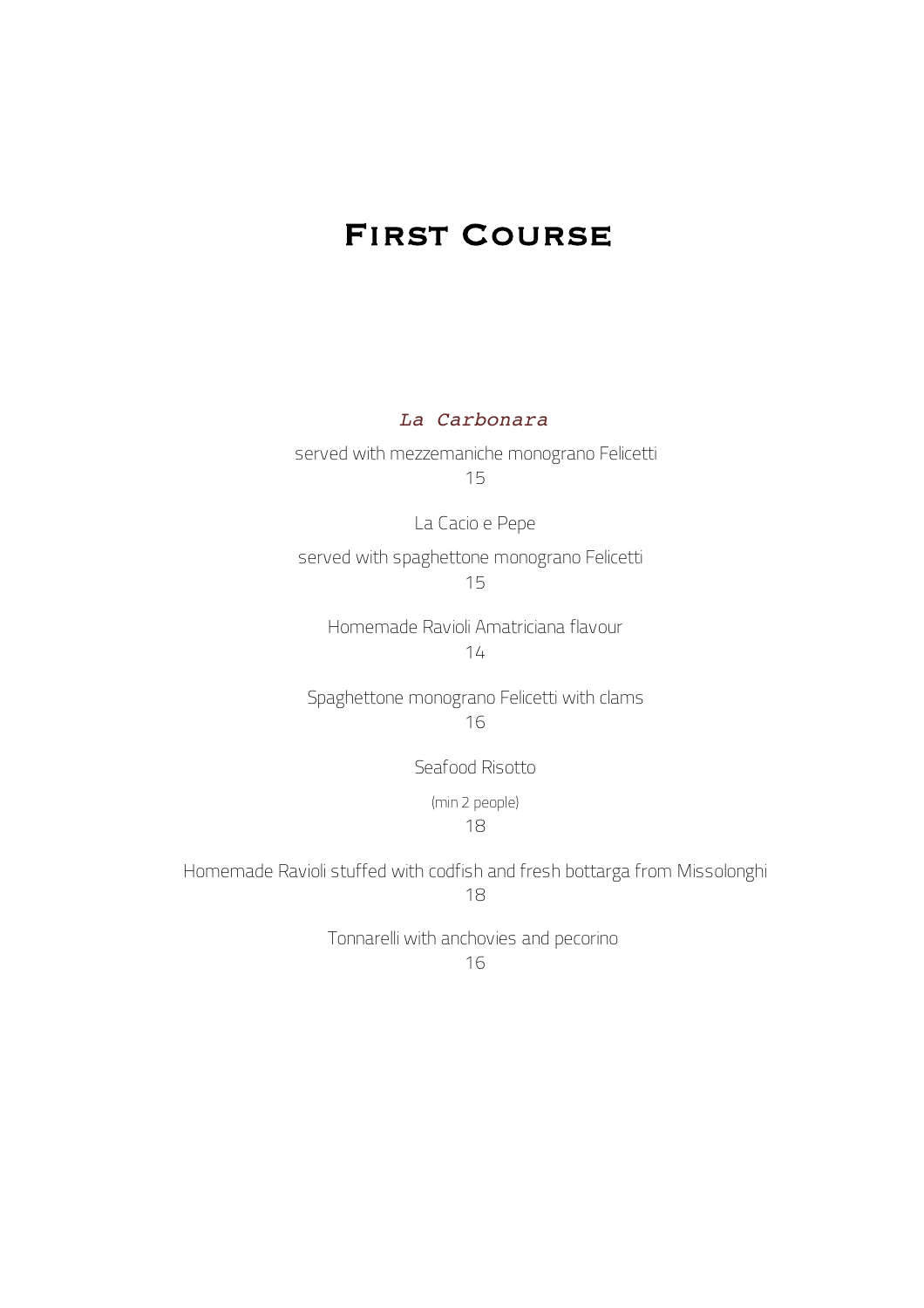# First Course

*La Carbonara*

served with mezzemaniche monograno Felicetti

15

La Cacio e Pepe

served with spaghettone monograno Felicetti

15

Homemade Ravioli Amatriciana flavour

14

Spaghettone monograno Felicetti with clams

16

Seafood Risotto

(min 2 people)

18

Homemade Ravioli stuffed with codfish and fresh bottarga from Missolonghi

18

Tonnarelli with anchovies and pecorino

16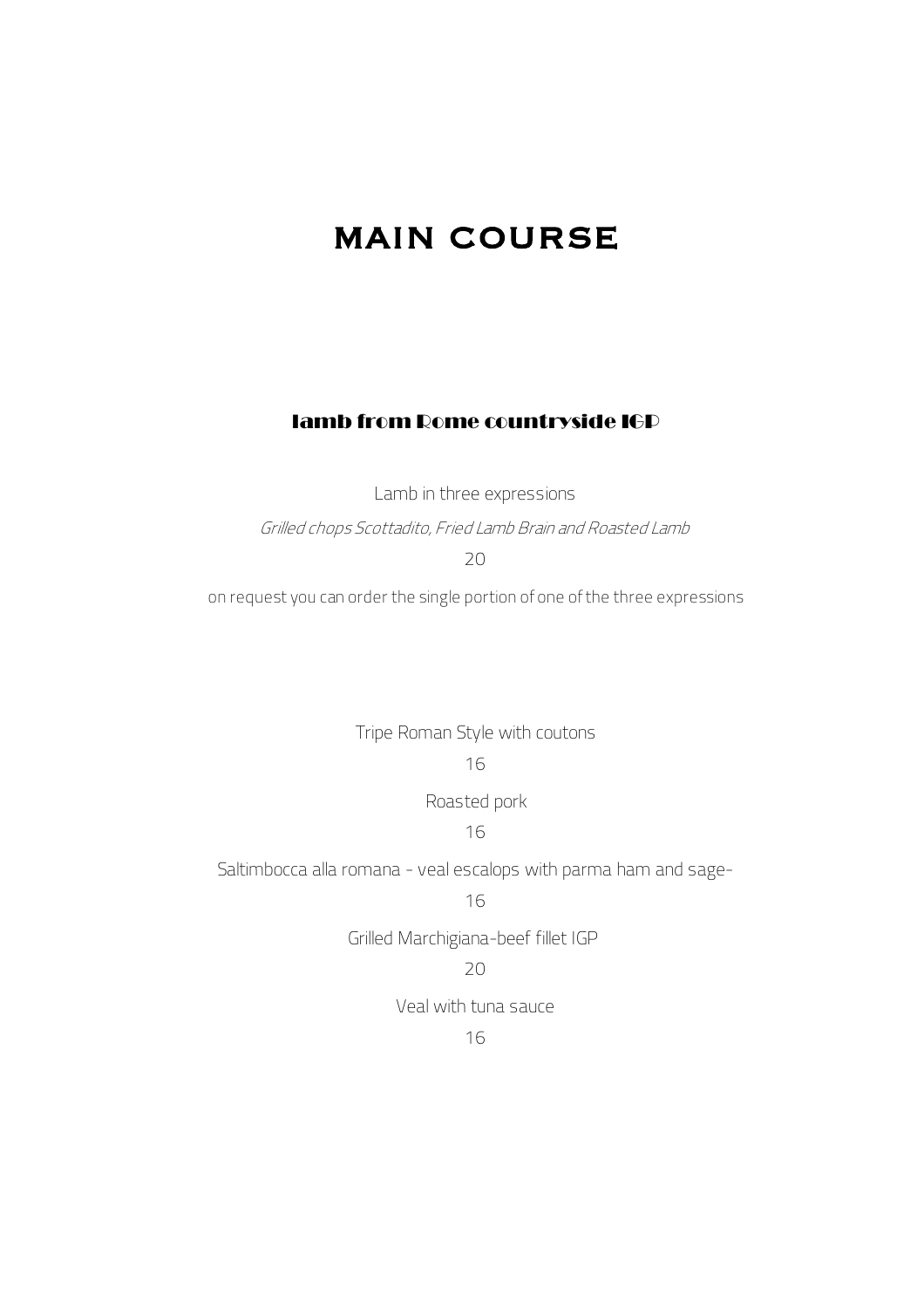# MAIN COURSE

## lamb from Rome countryside IGP

Lamb in three expressions

*Grilled chops Scottadito, Fried Lamb Brain and Roasted Lamb*

20

on request you can order the single portion of one of the three expressions

Tripe Roman Style with coutons

16

Roasted pork

16

Saltimbocca alla romana - veal escalops with parma ham and sage-

16

Grilled Marchigiana-beef fillet IGP

20

Veal with tuna sauce

16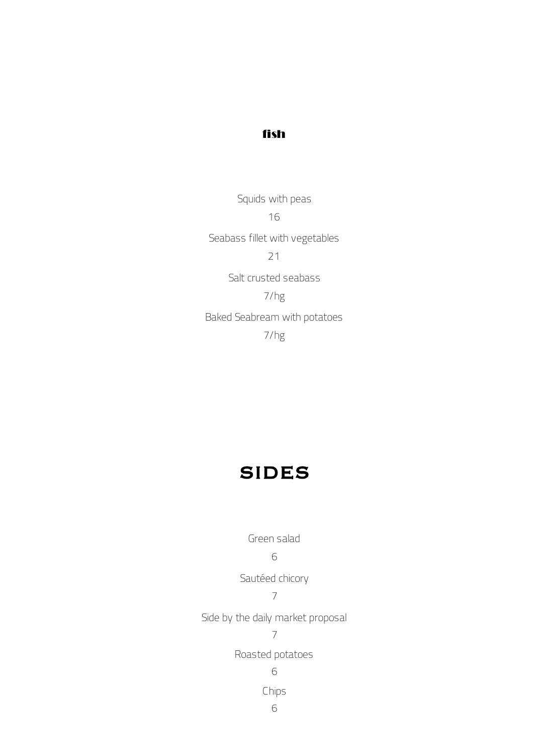## fish

Squids with peas

16

Seabass fillet with vegetables

21

Salt crusted seabass

7/hg

Baked Seabream with potatoes

7/hg

# SIDES

Green salad

6

Sautéed chicory

7

Side by the daily market proposal

7

Roasted potatoes

6

Chips

6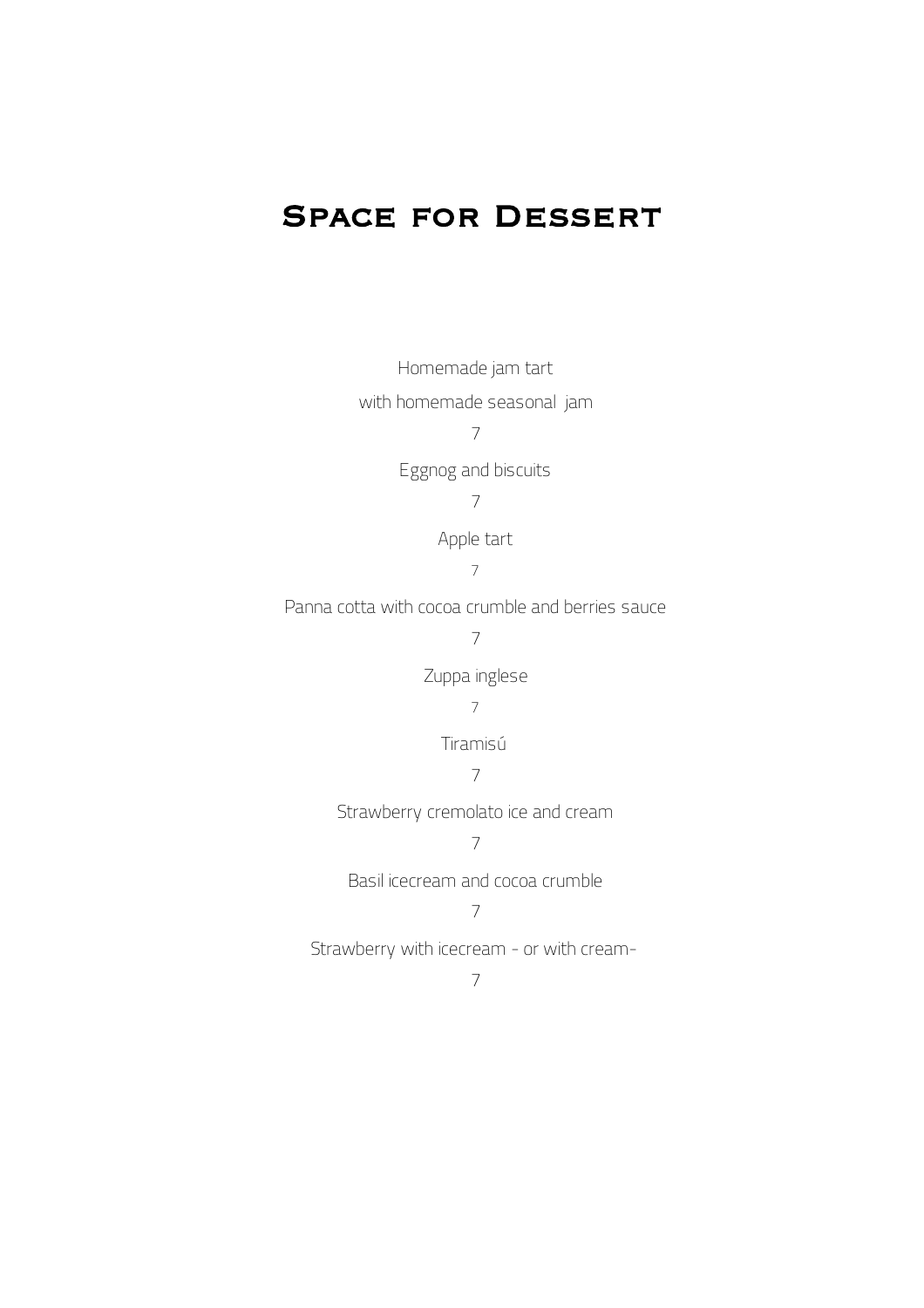# Space for Dessert

Homemade jam tart

with homemade seasonal jam

7

Eggnog and biscuits

7

Apple tart

7

Panna cotta with cocoa crumble and berries sauce

7

Zuppa inglese

7

Tiramisú

7

Strawberry cremolato ice and cream

7

Basil icecream and cocoa crumble

7

Strawberry with icecream - or with cream-

7